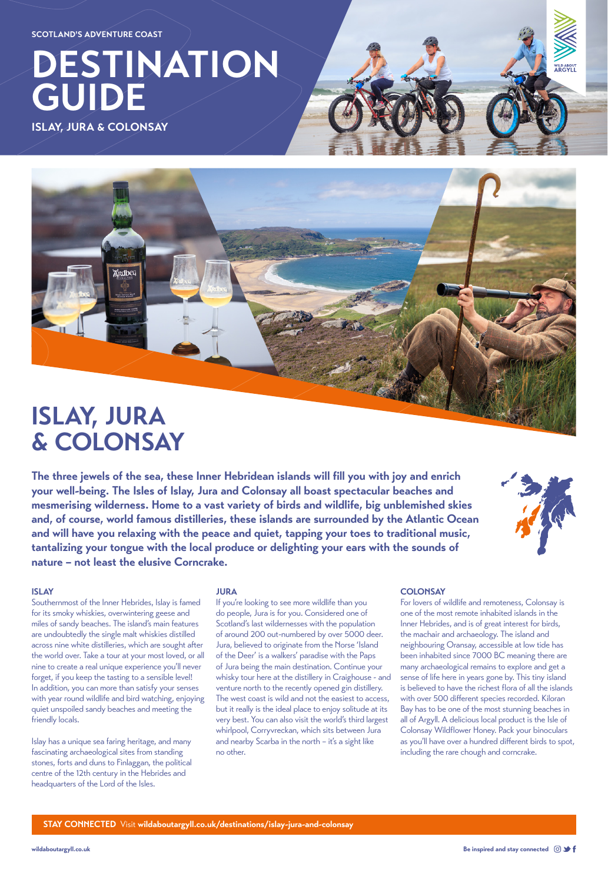SCOTLAND'S ADVENTURE COAST

# DESTINATION GUIDE

**ISLAY, JURA & COLONSAY**

# ISLAY, JURA & COLONSAY

**The three jewels of the sea, these Inner Hebridean islands will fill you with joy and enrich your well-being. The Isles of Islay, Jura and Colonsay all boast spectacular beaches and mesmerising wilderness. Home to a vast variety of birds and wildlife, big unblemished skies and, of course, world famous distilleries, these islands are surrounded by the Atlantic Ocean and will have you relaxing with the peace and quiet, tapping your toes to traditional music, tantalizing your tongue with the local produce or delighting your ears with the sounds of nature – not least the elusive Corncrake.**

### ISLAY

Southernmost of the Inner Hebrides, Islay is famed for its smoky whiskies, overwintering geese and miles of sandy beaches. The island's main features are undoubtedly the single malt whiskies distilled across nine white distilleries, which are sought after the world over. Take a tour at your most loved, or all nine to create a real unique experience you'll never forget, if you keep the tasting to a sensible level! In addition, you can more than satisfy your senses with year round wildlife and bird watching, enjoying quiet unspoiled sandy beaches and meeting the friendly locals.

Islay has a unique sea faring heritage, and many fascinating archaeological sites from standing stones, forts and duns to Finlaggan, the political centre of the 12th century in the Hebrides and headquarters of the Lord of the Isles.

### JURA

If you're looking to see more wildlife than you do people, Jura is for you. Considered one of Scotland's last wildernesses with the population of around 200 out-numbered by over 5000 deer. Jura, believed to originate from the Norse 'Island of the Deer' is a walkers' paradise with the Paps of Jura being the main destination. Continue your whisky tour here at the distillery in Craighouse - and venture north to the recently opened gin distillery. The west coast is wild and not the easiest to access, but it really is the ideal place to enjoy solitude at its very best. You can also visit the world's third largest whirlpool, Corryvreckan, which sits between Jura and nearby Scarba in the north – it's a sight like no other.

### COLONSAY

For lovers of wildlife and remoteness, Colonsay is one of the most remote inhabited islands in the Inner Hebrides, and is of great interest for birds, the machair and archaeology. The island and neighbouring Oransay, accessible at low tide has been inhabited since 7000 BC meaning there are many archaeological remains to explore and get a sense of life here in years gone by. This tiny island is believed to have the richest flora of all the islands with over 500 different species recorded. Kiloran Bay has to be one of the most stunning beaches in all of Argyll. A delicious local product is the Isle of Colonsay Wildflower Honey. Pack your binoculars as you'll have over a hundred different birds to spot, including the rare chough and corncrake.

**STAY CONNECTED** Visit **wildaboutargyll.co.uk/destinations/islay-jura-and-colonsay**

wildaboutargyll.co.uk

Be inspired and stay connected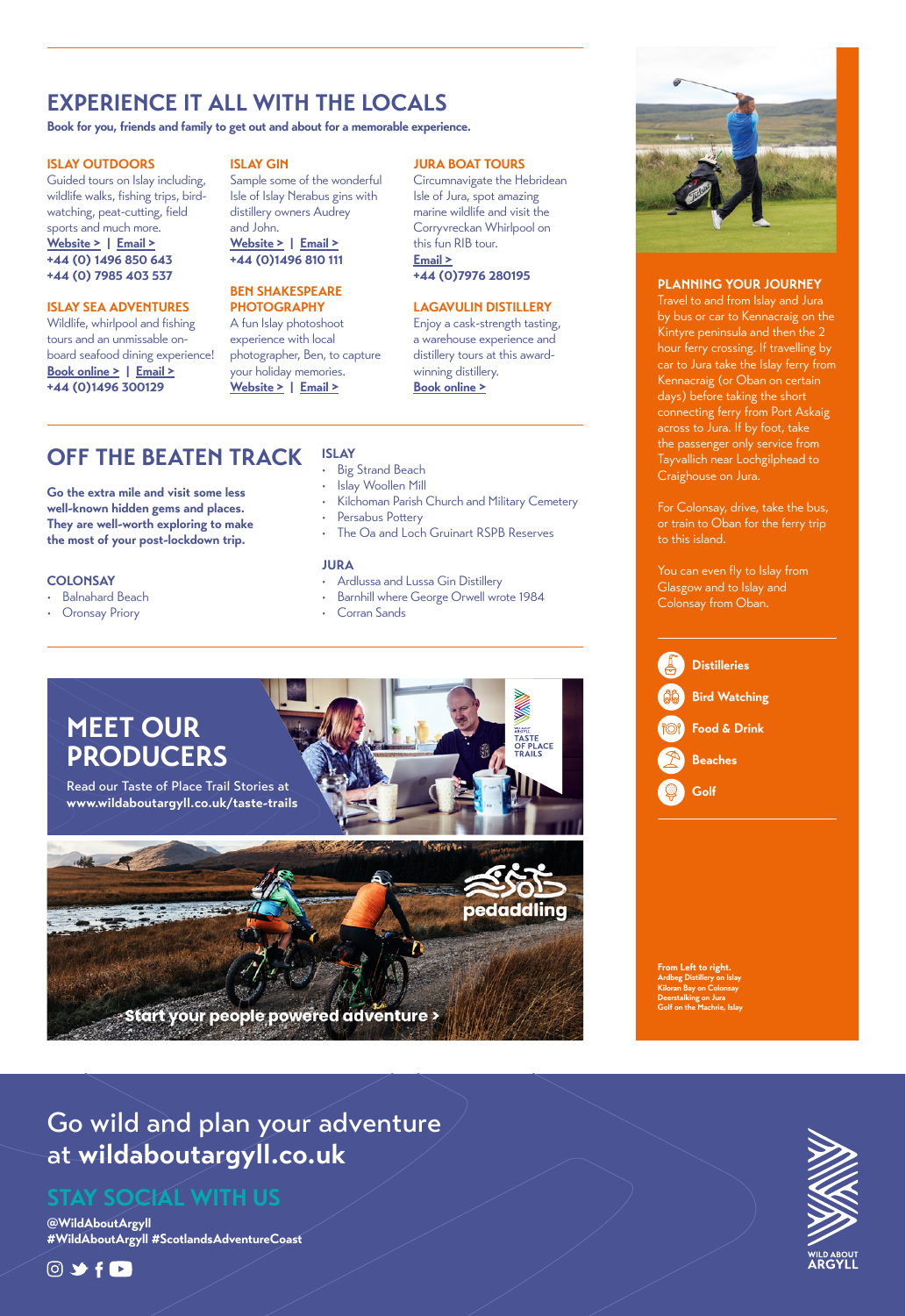## EXPERIENCE IT ALL WITH THE LOCALS

**Book for you, friends and family to get out and about for a memorable experience.**

**ISLAY OUTDOORS**
Guided tours on Islay including, wildlife walks, fishing trips, bird-watching, peat-cutting, field sports and much more.
**Website > | Email >**
**+44 (0) 1496 850 643**
**+44 (0) 7985 403 537**

**ISLAY SEA ADVENTURES**
Wildlife, whirlpool and fishing tours and an unmissable on-board seafood dining experience!
**Book online > | Email >**
**+44 (0)1496 300129**

**ISLAY GIN**
Sample some of the wonderful Isle of Islay Nerabus gins with distillery owners Audrey and John.
**Website > | Email >**
**+44 (0)1496 810 111**

**BEN SHAKESPEARE PHOTOGRAPHY**
A fun Islay photoshoot experience with local photographer, Ben, to capture your holiday memories.
**Website > | Email >**

**JURA BOAT TOURS**
Circumnavigate the Hebridean Isle of Jura, spot amazing marine wildlife and visit the Corryvreckan Whirlpool on this fun RIB tour.
**Email >**
**+44 (0)7976 280195**

**LAGAVULIN DISTILLERY**
Enjoy a cask-strength tasting, a warehouse experience and distillery tours at this award-winning distillery.
**Book online >**

## OFF THE BEATEN TRACK

**Go the extra mile and visit some less well-known hidden gems and places. They are well-worth exploring to make the most of your post-lockdown trip.**

**COLONSAY**
- Balnahard Beach
- Oronsay Priory

**ISLAY**
- Big Strand Beach
- Islay Woollen Mill
- Kilchoman Parish Church and Military Cemetery
- Persabus Pottery
- The Oa and Loch Gruinart RSPB Reserves

**JURA**
- Ardlussa and Lussa Gin Distillery
- Barnhill where George Orwell wrote 1984
- Corran Sands

**PLANNING YOUR JOURNEY**
Travel to and from Islay and Jura by bus or car to Kennacraig on the Kintyre peninsula and then the 2 hour ferry crossing. If travelling by car to Jura take the Islay ferry from Kennacraig (or Oban on certain days) before taking the short connecting ferry from Port Askaig across to Jura. If by foot, take the passenger only service from Tayvallich near Lochgilphead to Craighouse on Jura.

For Colonsay, drive, take the bus, or train to Oban for the ferry trip to this island.

You can even fly to Islay from Glasgow and to Islay and Colonsay from Oban.

- Distilleries
- Bird Watching
- Food & Drink
- Beaches
- Golf

**From Left to right.**
**Ardbeg Distillery on Islay**
**Kiloran Bay on Colonsay**
**Deerstalking on Jura**
**Golf on the Machrie, Islay**

## MEET OUR PRODUCERS

Read our Taste of Place Trail Stories at
**www.wildaboutargyll.co.uk/taste-trails**

TASTE OF PLACE TRAILS

pedaddling

**Start your people powered adventure >**

Go wild and plan your adventure at **wildaboutargyll.co.uk**

## STAY SOCIAL WITH US

**@WildAboutArgyll**
**#WildAboutArgyll #ScotlandsAdventureCoast**

WILD ABOUT ARGYLL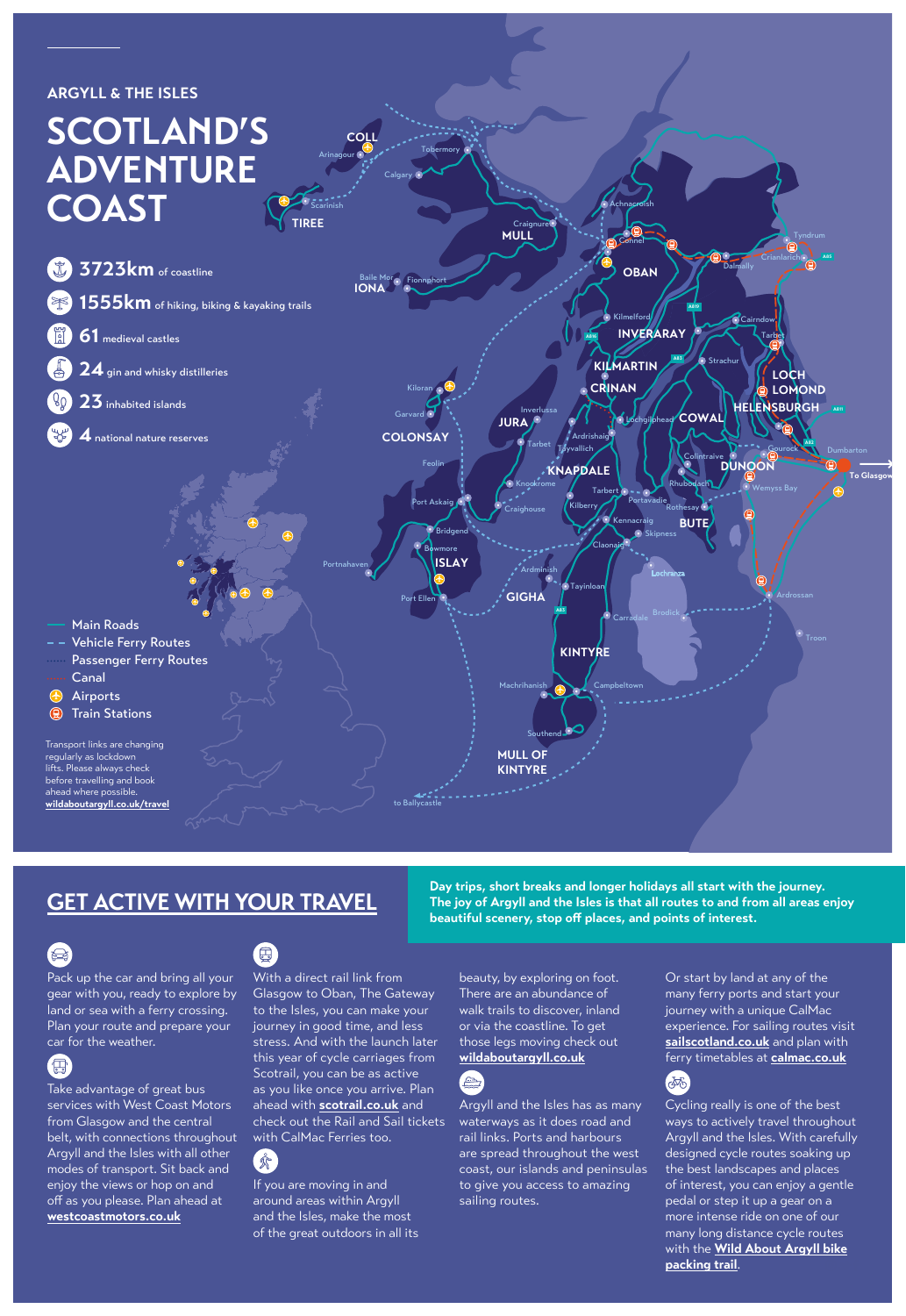ARGYLL & THE ISLES

# SCOTLAND'S ADVENTURE COAST

- **3723km** of coastline
- **1555km** of hiking, biking & kayaking trails
- **61** medieval castles
- **24** gin and whisky distilleries
- **23** inhabited islands
- **4** national nature reserves

Main Roads
Vehicle Ferry Routes
Passenger Ferry Routes
Canal
Airports
Train Stations

Transport links are changing regularly as lockdown lifts. Please always check before travelling and book ahead where possible.
**wildaboutargyll.co.uk/travel**

COLL
Arinagour
Tobermory
Calgary
Scarinish
TIREE
Craignure
MULL
Achnacroish
Connel
OBAN
Tyndrum
Crianlarich
Dalmally
Baile Mor
Fionnphort
IONA
Kilmelford
INVERARAY
Cairndow
Tarbet
KILMARTIN
Strachur
LOCH LOMOND
CRINAN
HELENSBURGH
Kiloran
Garvard
COLONSAY
Inverlussa
JURA
Ardrishaig
Lochgilphead
COWAL
Tarbet
Tayvallich
Colintraive
Gourock
Dumbarton
To Glasgow
Feolin
KNAPDALE
DUNOON
Knockrome
Rhubodach
Wemyss Bay
Port Askaig
Craighouse
Tarbert
Portavadie
Rothesay
Kilberry
Kennacraig
BUTE
Bridgend
Skipness
Bowmore
Portnahaven
ISLAY
Claonaig
Port Ellen
Ardminish
Lochranza
GIGHA
Tayinloan
Ardrossan
Brodick
Carradale
Troon
KINTYRE
Machrihanish
Campbeltown
Southend
MULL OF KINTYRE
to Ballycastle

## GET ACTIVE WITH YOUR TRAVEL

**Day trips, short breaks and longer holidays all start with the journey. The joy of Argyll and the Isles is that all routes to and from all areas enjoy beautiful scenery, stop off places, and points of interest.**

Pack up the car and bring all your gear with you, ready to explore by land or sea with a ferry crossing. Plan your route and prepare your car for the weather.

Take advantage of great bus services with West Coast Motors from Glasgow and the central belt, with connections throughout Argyll and the Isles with all other modes of transport. Sit back and enjoy the views or hop on and off as you please. Plan ahead at **westcoastmotors.co.uk**

With a direct rail link from Glasgow to Oban, The Gateway to the Isles, you can make your journey in good time, and less stress. And with the launch later this year of cycle carriages from Scotrail, you can be as active as you like once you arrive. Plan ahead with **scotrail.co.uk** and check out the Rail and Sail tickets with CalMac Ferries too.

If you are moving in and around areas within Argyll and the Isles, make the most of the great outdoors in all its beauty, by exploring on foot. There are an abundance of walk trails to discover, inland or via the coastline. To get those legs moving check out **wildaboutargyll.co.uk**

Argyll and the Isles has as many waterways as it does road and rail links. Ports and harbours are spread throughout the west coast, our islands and peninsulas to give you access to amazing sailing routes.

Or start by land at any of the many ferry ports and start your journey with a unique CalMac experience. For sailing routes visit **sailscotland.co.uk** and plan with ferry timetables at **calmac.co.uk**

Cycling really is one of the best ways to actively travel throughout Argyll and the Isles. With carefully designed cycle routes soaking up the best landscapes and places of interest, you can enjoy a gentle pedal or step it up a gear on a more intense ride on one of our many long distance cycle routes with the **Wild About Argyll bike packing trail**.